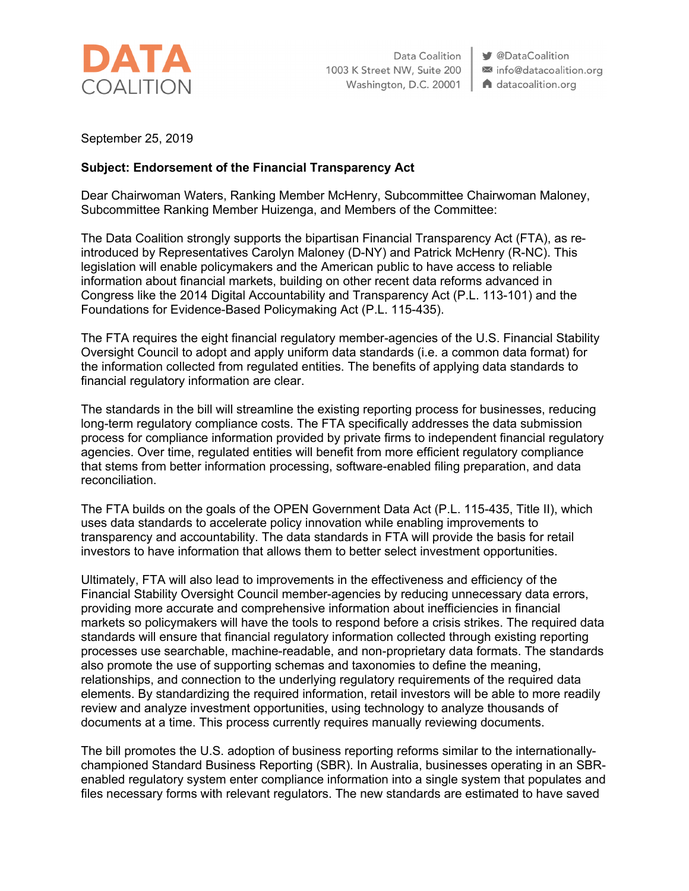**DATA**
COALITION

Data Coalition
1003 K Street NW, Suite 200
Washington, D.C. 20001

@DataCoalition
info@datacoalition.org
datacoalition.org

September 25, 2019

**Subject: Endorsement of the Financial Transparency Act**

Dear Chairwoman Waters, Ranking Member McHenry, Subcommittee Chairwoman Maloney, Subcommittee Ranking Member Huizenga, and Members of the Committee:

The Data Coalition strongly supports the bipartisan Financial Transparency Act (FTA), as re-introduced by Representatives Carolyn Maloney (D-NY) and Patrick McHenry (R-NC). This legislation will enable policymakers and the American public to have access to reliable information about financial markets, building on other recent data reforms advanced in Congress like the 2014 Digital Accountability and Transparency Act (P.L. 113-101) and the Foundations for Evidence-Based Policymaking Act (P.L. 115-435).

The FTA requires the eight financial regulatory member-agencies of the U.S. Financial Stability Oversight Council to adopt and apply uniform data standards (i.e. a common data format) for the information collected from regulated entities. The benefits of applying data standards to financial regulatory information are clear.

The standards in the bill will streamline the existing reporting process for businesses, reducing long-term regulatory compliance costs. The FTA specifically addresses the data submission process for compliance information provided by private firms to independent financial regulatory agencies. Over time, regulated entities will benefit from more efficient regulatory compliance that stems from better information processing, software-enabled filing preparation, and data reconciliation.

The FTA builds on the goals of the OPEN Government Data Act (P.L. 115-435, Title II), which uses data standards to accelerate policy innovation while enabling improvements to transparency and accountability. The data standards in FTA will provide the basis for retail investors to have information that allows them to better select investment opportunities.

Ultimately, FTA will also lead to improvements in the effectiveness and efficiency of the Financial Stability Oversight Council member-agencies by reducing unnecessary data errors, providing more accurate and comprehensive information about inefficiencies in financial markets so policymakers will have the tools to respond before a crisis strikes. The required data standards will ensure that financial regulatory information collected through existing reporting processes use searchable, machine-readable, and non-proprietary data formats. The standards also promote the use of supporting schemas and taxonomies to define the meaning, relationships, and connection to the underlying regulatory requirements of the required data elements. By standardizing the required information, retail investors will be able to more readily review and analyze investment opportunities, using technology to analyze thousands of documents at a time. This process currently requires manually reviewing documents.

The bill promotes the U.S. adoption of business reporting reforms similar to the internationally-championed Standard Business Reporting (SBR). In Australia, businesses operating in an SBR-enabled regulatory system enter compliance information into a single system that populates and files necessary forms with relevant regulators. The new standards are estimated to have saved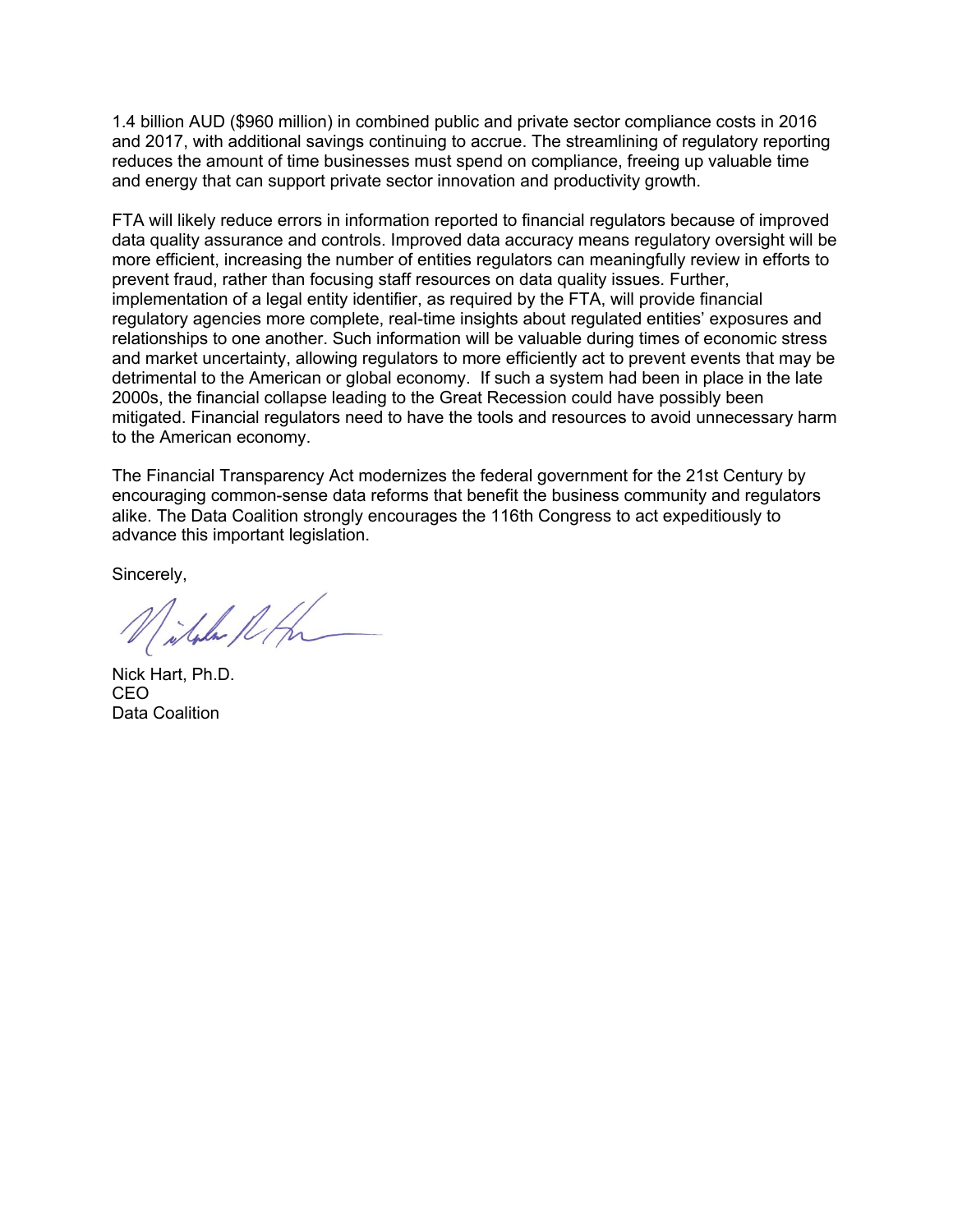1.4 billion AUD ($960 million) in combined public and private sector compliance costs in 2016 and 2017, with additional savings continuing to accrue. The streamlining of regulatory reporting reduces the amount of time businesses must spend on compliance, freeing up valuable time and energy that can support private sector innovation and productivity growth.

FTA will likely reduce errors in information reported to financial regulators because of improved data quality assurance and controls. Improved data accuracy means regulatory oversight will be more efficient, increasing the number of entities regulators can meaningfully review in efforts to prevent fraud, rather than focusing staff resources on data quality issues. Further, implementation of a legal entity identifier, as required by the FTA, will provide financial regulatory agencies more complete, real-time insights about regulated entities' exposures and relationships to one another. Such information will be valuable during times of economic stress and market uncertainty, allowing regulators to more efficiently act to prevent events that may be detrimental to the American or global economy. If such a system had been in place in the late 2000s, the financial collapse leading to the Great Recession could have possibly been mitigated. Financial regulators need to have the tools and resources to avoid unnecessary harm to the American economy.

The Financial Transparency Act modernizes the federal government for the 21st Century by encouraging common-sense data reforms that benefit the business community and regulators alike. The Data Coalition strongly encourages the 116th Congress to act expeditiously to advance this important legislation.

Sincerely,

Nick Hart, Ph.D.
CEO
Data Coalition